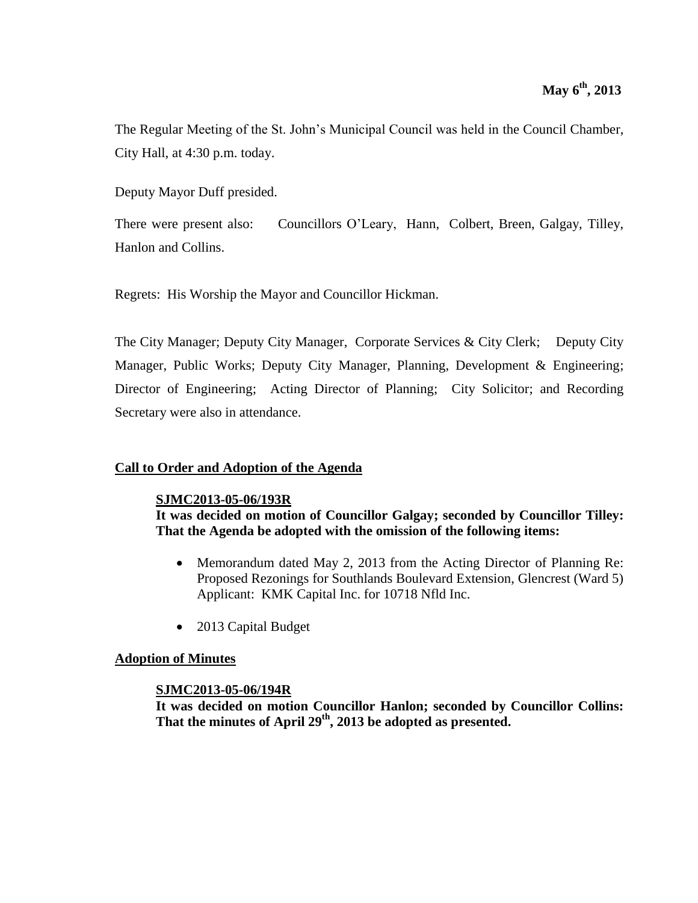**May 6th, 2013**

The Regular Meeting of the St. John's Municipal Council was held in the Council Chamber, City Hall, at 4:30 p.m. today.

Deputy Mayor Duff presided.

There were present also: Councillors O'Leary, Hann, Colbert, Breen, Galgay, Tilley, Hanlon and Collins.

Regrets: His Worship the Mayor and Councillor Hickman.

The City Manager; Deputy City Manager, Corporate Services & City Clerk; Deputy City Manager, Public Works; Deputy City Manager, Planning, Development & Engineering; Director of Engineering; Acting Director of Planning; City Solicitor; and Recording Secretary were also in attendance.

## Call to Order and Adoption of the Agenda

**SJMC2013-05-06/193R**

**It was decided on motion of Councillor Galgay; seconded by Councillor Tilley: That the Agenda be adopted with the omission of the following items:**

- Memorandum dated May 2, 2013 from the Acting Director of Planning Re: Proposed Rezonings for Southlands Boulevard Extension, Glencrest (Ward 5) Applicant: KMK Capital Inc. for 10718 Nfld Inc.
- 2013 Capital Budget

## Adoption of Minutes

**SJMC2013-05-06/194R**

**It was decided on motion Councillor Hanlon; seconded by Councillor Collins: That the minutes of April 29th, 2013 be adopted as presented.**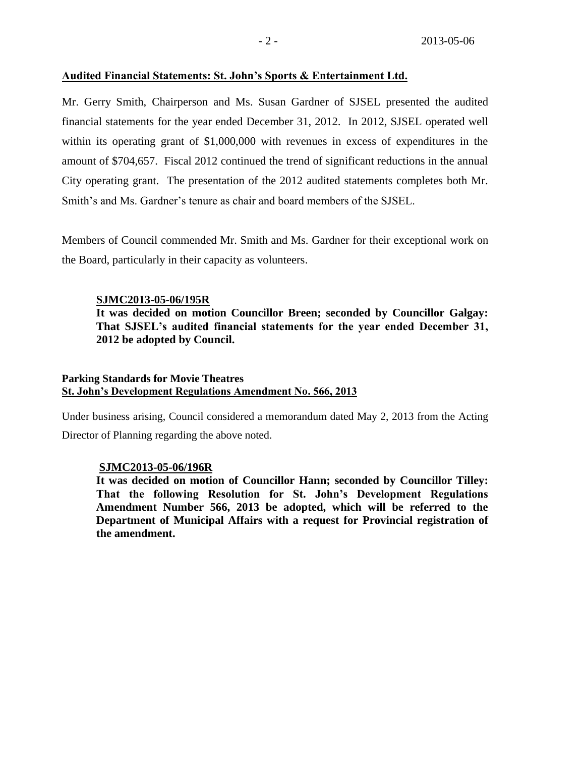**Audited Financial Statements: St. John's Sports & Entertainment Ltd.**

Mr. Gerry Smith, Chairperson and Ms. Susan Gardner of SJSEL presented the audited financial statements for the year ended December 31, 2012. In 2012, SJSEL operated well within its operating grant of $1,000,000 with revenues in excess of expenditures in the amount of $704,657. Fiscal 2012 continued the trend of significant reductions in the annual City operating grant. The presentation of the 2012 audited statements completes both Mr. Smith's and Ms. Gardner's tenure as chair and board members of the SJSEL.

Members of Council commended Mr. Smith and Ms. Gardner for their exceptional work on the Board, particularly in their capacity as volunteers.

> **SJMC2013-05-06/195R**
> **It was decided on motion Councillor Breen; seconded by Councillor Galgay: That SJSEL's audited financial statements for the year ended December 31, 2012 be adopted by Council.**

**Parking Standards for Movie Theatres**
**St. John's Development Regulations Amendment No. 566, 2013**

Under business arising, Council considered a memorandum dated May 2, 2013 from the Acting Director of Planning regarding the above noted.

> **SJMC2013-05-06/196R**
> **It was decided on motion of Councillor Hann; seconded by Councillor Tilley: That the following Resolution for St. John's Development Regulations Amendment Number 566, 2013 be adopted, which will be referred to the Department of Municipal Affairs with a request for Provincial registration of the amendment.**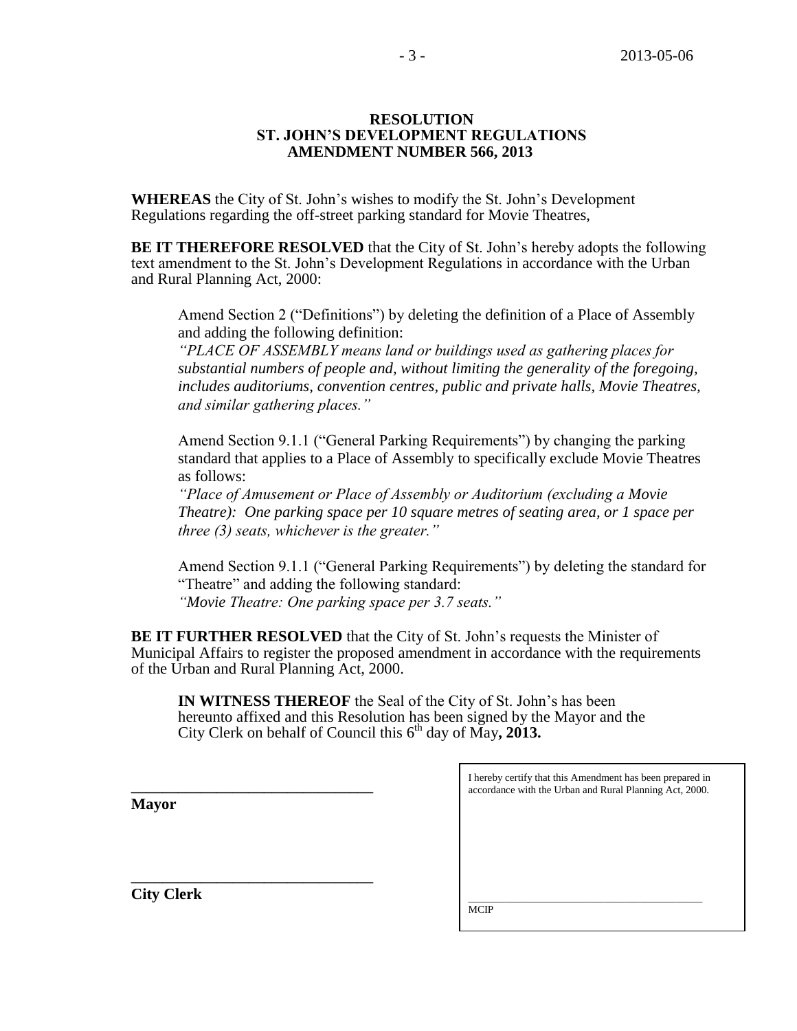**RESOLUTION**
**ST. JOHN'S DEVELOPMENT REGULATIONS**
**AMENDMENT NUMBER 566, 2013**

**WHEREAS** the City of St. John's wishes to modify the St. John's Development Regulations regarding the off-street parking standard for Movie Theatres,

**BE IT THEREFORE RESOLVED** that the City of St. John's hereby adopts the following text amendment to the St. John's Development Regulations in accordance with the Urban and Rural Planning Act, 2000:

Amend Section 2 ("Definitions") by deleting the definition of a Place of Assembly and adding the following definition:
*"PLACE OF ASSEMBLY means land or buildings used as gathering places for substantial numbers of people and, without limiting the generality of the foregoing, includes auditoriums, convention centres, public and private halls, Movie Theatres, and similar gathering places."*

Amend Section 9.1.1 ("General Parking Requirements") by changing the parking standard that applies to a Place of Assembly to specifically exclude Movie Theatres as follows:
*"Place of Amusement or Place of Assembly or Auditorium (excluding a Movie Theatre): One parking space per 10 square metres of seating area, or 1 space per three (3) seats, whichever is the greater."*

Amend Section 9.1.1 ("General Parking Requirements") by deleting the standard for "Theatre" and adding the following standard:
*"Movie Theatre: One parking space per 3.7 seats."*

**BE IT FURTHER RESOLVED** that the City of St. John's requests the Minister of Municipal Affairs to register the proposed amendment in accordance with the requirements of the Urban and Rural Planning Act, 2000.

**IN WITNESS THEREOF** the Seal of the City of St. John's has been hereunto affixed and this Resolution has been signed by the Mayor and the City Clerk on behalf of Council this 6th day of May**, 2013.**

\_\_\_\_\_\_\_\_\_\_\_\_\_\_\_\_\_\_\_\_\_\_\_\_\_\_\_\_\_\_
**Mayor**

\_\_\_\_\_\_\_\_\_\_\_\_\_\_\_\_\_\_\_\_\_\_\_\_\_\_\_\_\_\_
**City Clerk**

I hereby certify that this Amendment has been prepared in accordance with the Urban and Rural Planning Act, 2000.

\_\_\_\_\_\_\_\_\_\_\_\_\_\_\_\_\_\_\_\_\_\_\_\_\_\_\_\_\_\_
MCIP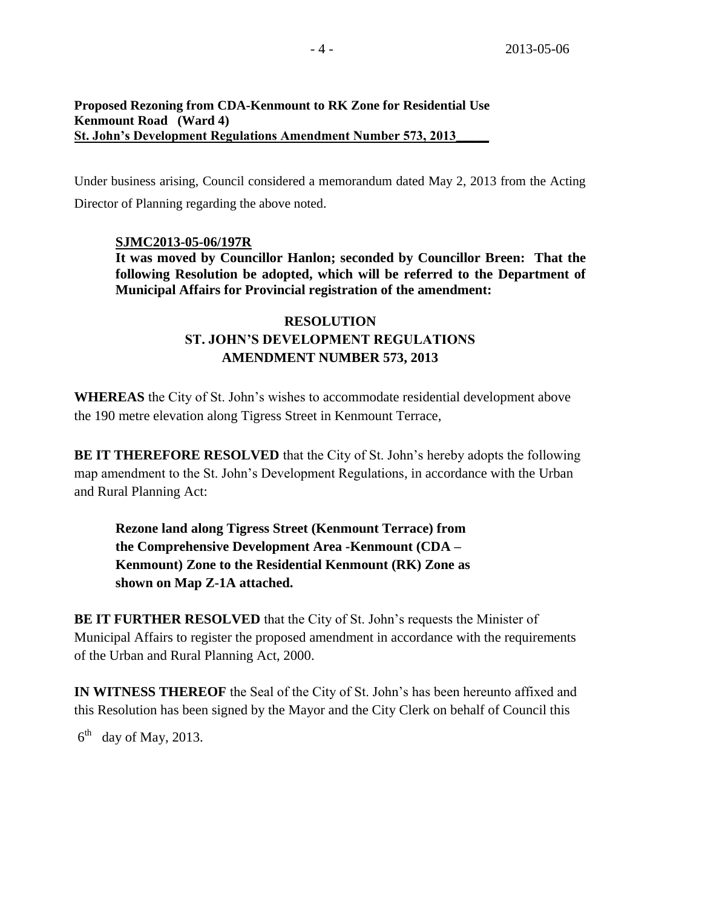**Proposed Rezoning from CDA-Kenmount to RK Zone for Residential Use**
**Kenmount Road (Ward 4)**
**St. John's Development Regulations Amendment Number 573, 2013**

Under business arising, Council considered a memorandum dated May 2, 2013 from the Acting Director of Planning regarding the above noted.

**SJMC2013-05-06/197R**
**It was moved by Councillor Hanlon; seconded by Councillor Breen: That the following Resolution be adopted, which will be referred to the Department of Municipal Affairs for Provincial registration of the amendment:**

**RESOLUTION**
**ST. JOHN'S DEVELOPMENT REGULATIONS**
**AMENDMENT NUMBER 573, 2013**

**WHEREAS** the City of St. John's wishes to accommodate residential development above the 190 metre elevation along Tigress Street in Kenmount Terrace,

**BE IT THEREFORE RESOLVED** that the City of St. John's hereby adopts the following map amendment to the St. John's Development Regulations, in accordance with the Urban and Rural Planning Act:

> **Rezone land along Tigress Street (Kenmount Terrace) from the Comprehensive Development Area -Kenmount (CDA – Kenmount) Zone to the Residential Kenmount (RK) Zone as shown on Map Z-1A attached.**

**BE IT FURTHER RESOLVED** that the City of St. John's requests the Minister of Municipal Affairs to register the proposed amendment in accordance with the requirements of the Urban and Rural Planning Act, 2000.

**IN WITNESS THEREOF** the Seal of the City of St. John's has been hereunto affixed and this Resolution has been signed by the Mayor and the City Clerk on behalf of Council this

6th day of May, 2013.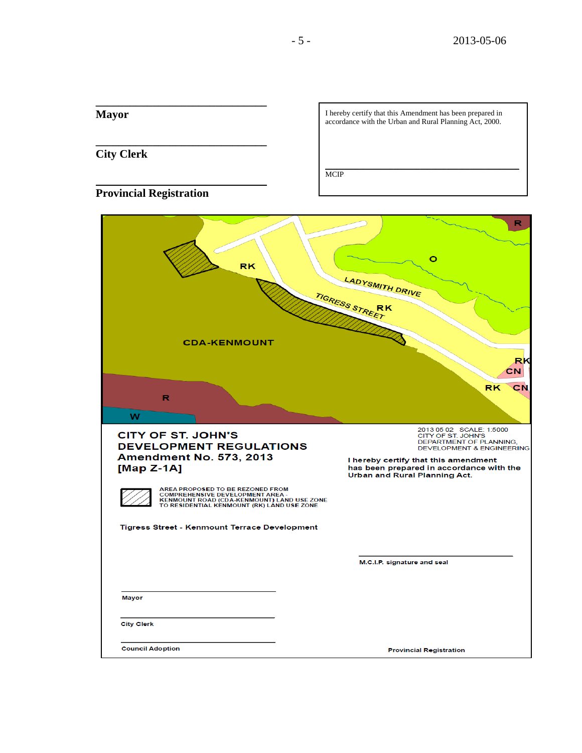Mayor

City Clerk

Provincial Registration

I hereby certify that this Amendment has been prepared in accordance with the Urban and Rural Planning Act, 2000.

MCIP

R

O

RK

LADYSMITH DRIVE

TIGRESS STREET

RK

CDA-KENMOUNT

RK

CN

RK

CN

R

W

**CITY OF ST. JOHN'S**
**DEVELOPMENT REGULATIONS**
**Amendment No. 573, 2013**
**[Map Z-1A]**

2013 05 02 SCALE: 1:5000
CITY OF ST. JOHN'S
DEPARTMENT OF PLANNING,
DEVELOPMENT & ENGINEERING

I hereby certify that this amendment has been prepared in accordance with the Urban and Rural Planning Act.

AREA PROPOSED TO BE REZONED FROM COMPREHENSIVE DEVELOPMENT AREA - KENMOUNT ROAD (CDA-KENMOUNT) LAND USE ZONE TO RESIDENTIAL KENMOUNT (RK) LAND USE ZONE

Tigress Street - Kenmount Terrace Development

M.C.I.P. signature and seal

Mayor

City Clerk

Council Adoption

Provincial Registration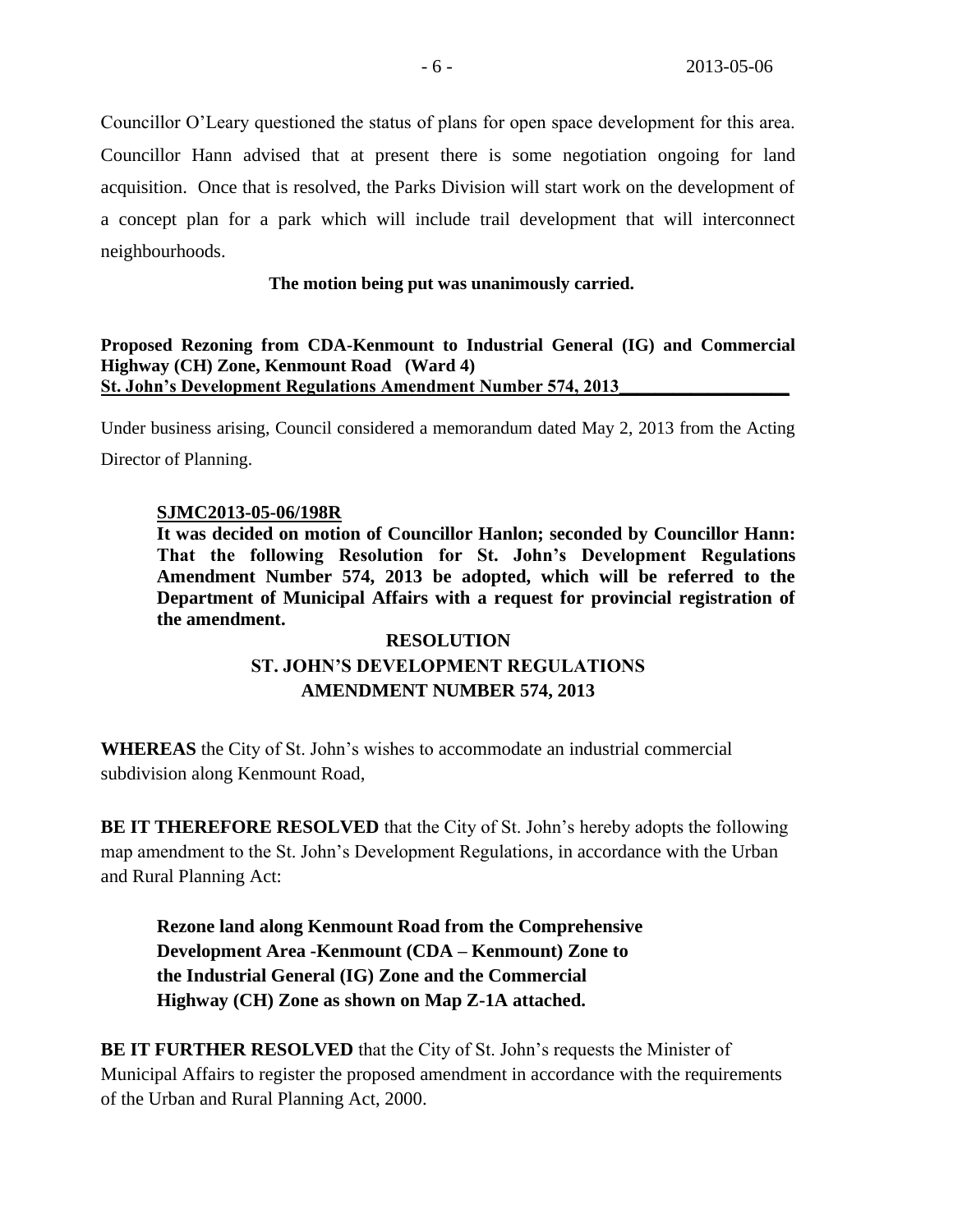Councillor O'Leary questioned the status of plans for open space development for this area. Councillor Hann advised that at present there is some negotiation ongoing for land acquisition. Once that is resolved, the Parks Division will start work on the development of a concept plan for a park which will include trail development that will interconnect neighbourhoods.

**The motion being put was unanimously carried.**

**Proposed Rezoning from CDA-Kenmount to Industrial General (IG) and Commercial Highway (CH) Zone, Kenmount Road (Ward 4)**
**St. John's Development Regulations Amendment Number 574, 2013**

Under business arising, Council considered a memorandum dated May 2, 2013 from the Acting Director of Planning.

**SJMC2013-05-06/198R**
**It was decided on motion of Councillor Hanlon; seconded by Councillor Hann: That the following Resolution for St. John's Development Regulations Amendment Number 574, 2013 be adopted, which will be referred to the Department of Municipal Affairs with a request for provincial registration of the amendment.**

**RESOLUTION**
**ST. JOHN'S DEVELOPMENT REGULATIONS**
**AMENDMENT NUMBER 574, 2013**

**WHEREAS** the City of St. John's wishes to accommodate an industrial commercial subdivision along Kenmount Road,

**BE IT THEREFORE RESOLVED** that the City of St. John's hereby adopts the following map amendment to the St. John's Development Regulations, in accordance with the Urban and Rural Planning Act:

> **Rezone land along Kenmount Road from the Comprehensive Development Area -Kenmount (CDA – Kenmount) Zone to the Industrial General (IG) Zone and the Commercial Highway (CH) Zone as shown on Map Z-1A attached.**

**BE IT FURTHER RESOLVED** that the City of St. John's requests the Minister of Municipal Affairs to register the proposed amendment in accordance with the requirements of the Urban and Rural Planning Act, 2000.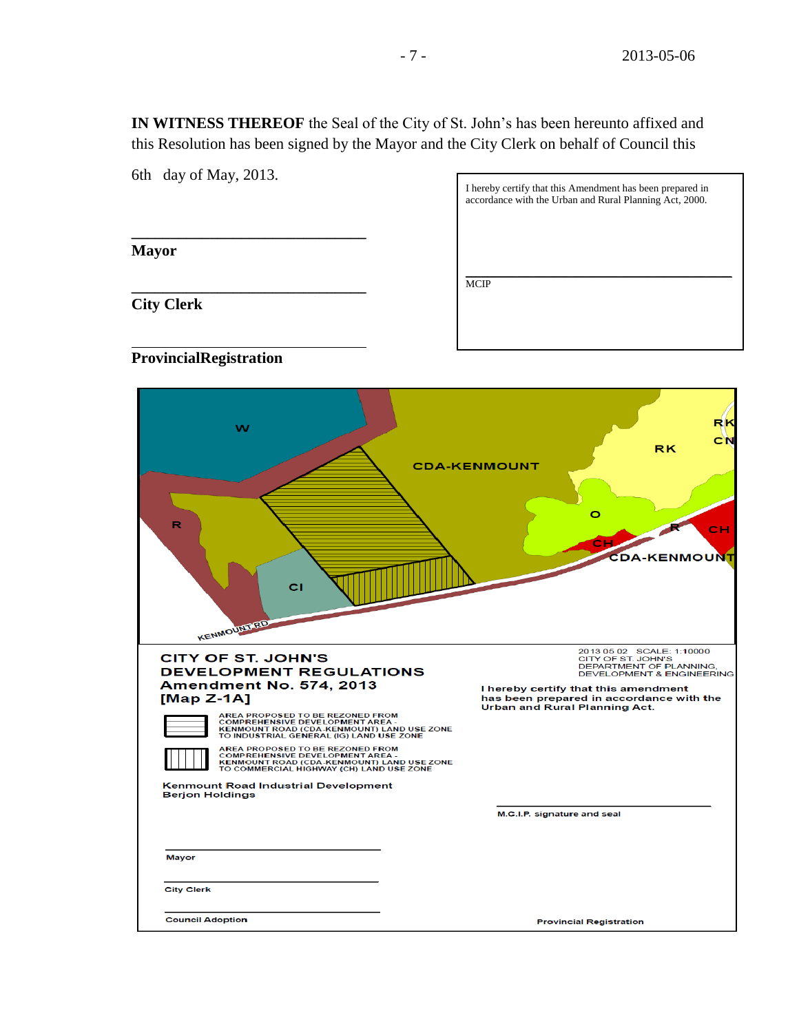**IN WITNESS THEREOF** the Seal of the City of St. John's has been hereunto affixed and this Resolution has been signed by the Mayor and the City Clerk on behalf of Council this

6th day of May, 2013.

______________________________

**Mayor**

______________________________

**City Clerk**

______________________________

**ProvincialRegistration**

I hereby certify that this Amendment has been prepared in accordance with the Urban and Rural Planning Act, 2000.

______________________________

MCIP

W

R

CDA-KENMOUNT

RK

RK

CN

O

CI

CH

R

CH

CDA-KENMOUNT

KENMOUNT RD

**CITY OF ST. JOHN'S**
**DEVELOPMENT REGULATIONS**
**Amendment No. 574, 2013**
**[Map Z-1A]**

AREA PROPOSED TO BE REZONED FROM COMPREHENSIVE DEVELOPMENT AREA - KENMOUNT ROAD (CDA-KENMOUNT) LAND USE ZONE TO INDUSTRIAL GENERAL (IG) LAND USE ZONE

AREA PROPOSED TO BE REZONED FROM COMPREHENSIVE DEVELOPMENT AREA - KENMOUNT ROAD (CDA-KENMOUNT) LAND USE ZONE TO COMMERCIAL HIGHWAY (CH) LAND USE ZONE

Kenmount Road Industrial Development
Berjon Holdings

2013 05 02 SCALE: 1:10000
CITY OF ST. JOHN'S
DEPARTMENT OF PLANNING, DEVELOPMENT & ENGINEERING

I hereby certify that this amendment has been prepared in accordance with the Urban and Rural Planning Act.

______________________________

M.C.I.P. signature and seal

______________________________

Mayor

______________________________

City Clerk

______________________________

Council Adoption

Provincial Registration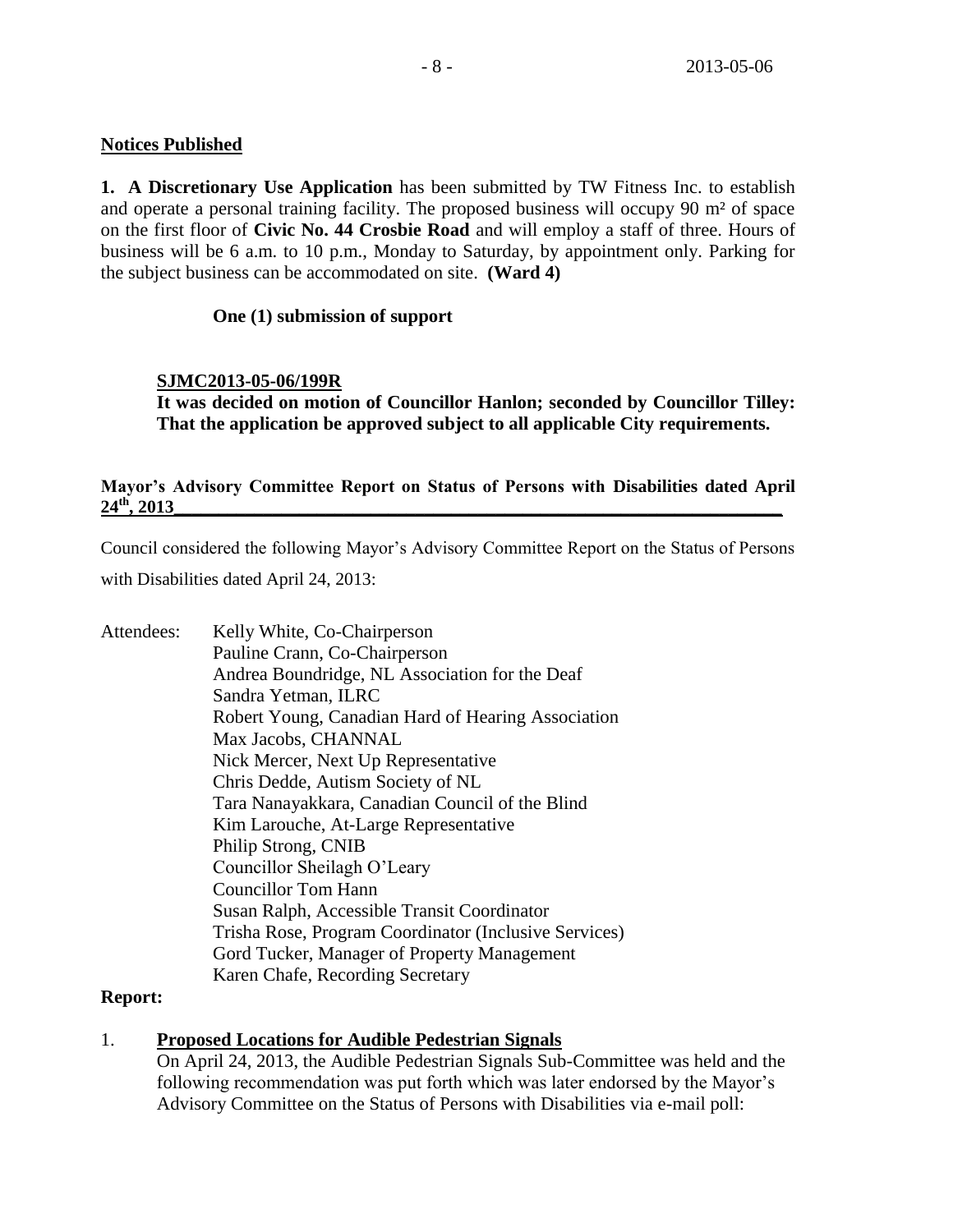**Notices Published**

**1. A Discretionary Use Application** has been submitted by TW Fitness Inc. to establish and operate a personal training facility. The proposed business will occupy 90 m² of space on the first floor of **Civic No. 44 Crosbie Road** and will employ a staff of three. Hours of business will be 6 a.m. to 10 p.m., Monday to Saturday, by appointment only. Parking for the subject business can be accommodated on site. **(Ward 4)**

**One (1) submission of support**

**SJMC2013-05-06/199R**
**It was decided on motion of Councillor Hanlon; seconded by Councillor Tilley: That the application be approved subject to all applicable City requirements.**

**Mayor's Advisory Committee Report on Status of Persons with Disabilities dated April 24th, 2013**

Council considered the following Mayor's Advisory Committee Report on the Status of Persons with Disabilities dated April 24, 2013:

Attendees:
Kelly White, Co-Chairperson
Pauline Crann, Co-Chairperson
Andrea Boundridge, NL Association for the Deaf
Sandra Yetman, ILRC
Robert Young, Canadian Hard of Hearing Association
Max Jacobs, CHANNAL
Nick Mercer, Next Up Representative
Chris Dedde, Autism Society of NL
Tara Nanayakkara, Canadian Council of the Blind
Kim Larouche, At-Large Representative
Philip Strong, CNIB
Councillor Sheilagh O'Leary
Councillor Tom Hann
Susan Ralph, Accessible Transit Coordinator
Trisha Rose, Program Coordinator (Inclusive Services)
Gord Tucker, Manager of Property Management
Karen Chafe, Recording Secretary

**Report:**

1. **Proposed Locations for Audible Pedestrian Signals**
   On April 24, 2013, the Audible Pedestrian Signals Sub-Committee was held and the following recommendation was put forth which was later endorsed by the Mayor's Advisory Committee on the Status of Persons with Disabilities via e-mail poll: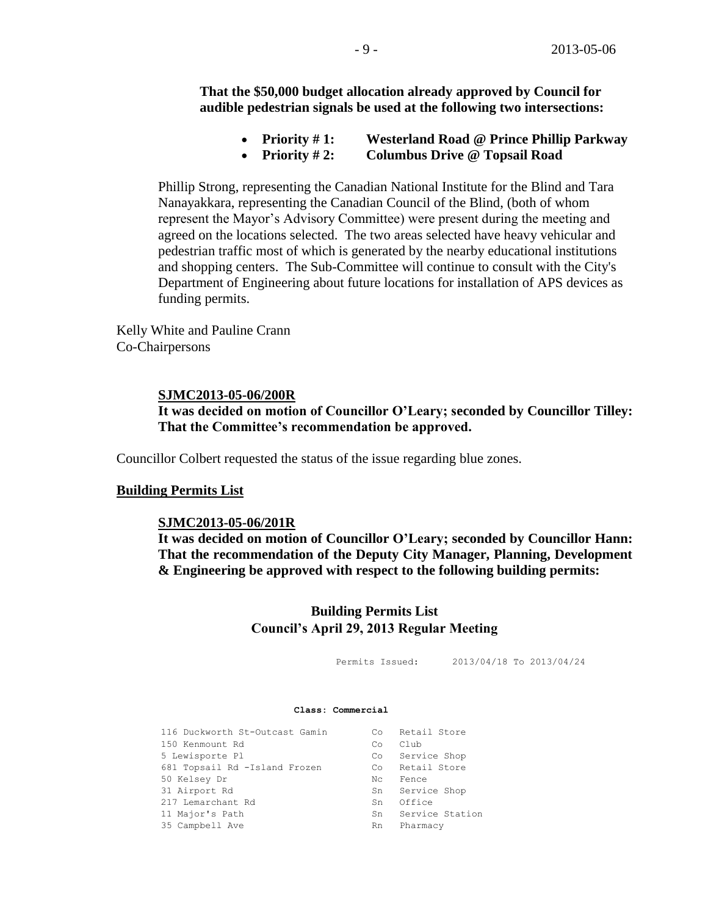**That the $50,000 budget allocation already approved by Council for audible pedestrian signals be used at the following two intersections:**

- **Priority # 1: Westerland Road @ Prince Phillip Parkway**
- **Priority # 2: Columbus Drive @ Topsail Road**

Phillip Strong, representing the Canadian National Institute for the Blind and Tara Nanayakkara, representing the Canadian Council of the Blind, (both of whom represent the Mayor's Advisory Committee) were present during the meeting and agreed on the locations selected. The two areas selected have heavy vehicular and pedestrian traffic most of which is generated by the nearby educational institutions and shopping centers. The Sub-Committee will continue to consult with the City's Department of Engineering about future locations for installation of APS devices as funding permits.

Kelly White and Pauline Crann
Co-Chairpersons

**SJMC2013-05-06/200R**
**It was decided on motion of Councillor O'Leary; seconded by Councillor Tilley: That the Committee's recommendation be approved.**

Councillor Colbert requested the status of the issue regarding blue zones.

**Building Permits List**

**SJMC2013-05-06/201R**
**It was decided on motion of Councillor O'Leary; seconded by Councillor Hann: That the recommendation of the Deputy City Manager, Planning, Development & Engineering be approved with respect to the following building permits:**

## Building Permits List
## Council's April 29, 2013 Regular Meeting

Permits Issued: 2013/04/18 To 2013/04/24

**Class: Commercial**

| | | |
|---|---|---|
| 116 Duckworth St-Outcast Gamin | Co | Retail Store |
| 150 Kenmount Rd | Co | Club |
| 5 Lewisporte Pl | Co | Service Shop |
| 681 Topsail Rd -Island Frozen | Co | Retail Store |
| 50 Kelsey Dr | Nc | Fence |
| 31 Airport Rd | Sn | Service Shop |
| 217 Lemarchant Rd | Sn | Office |
| 11 Major's Path | Sn | Service Station |
| 35 Campbell Ave | Rn | Pharmacy |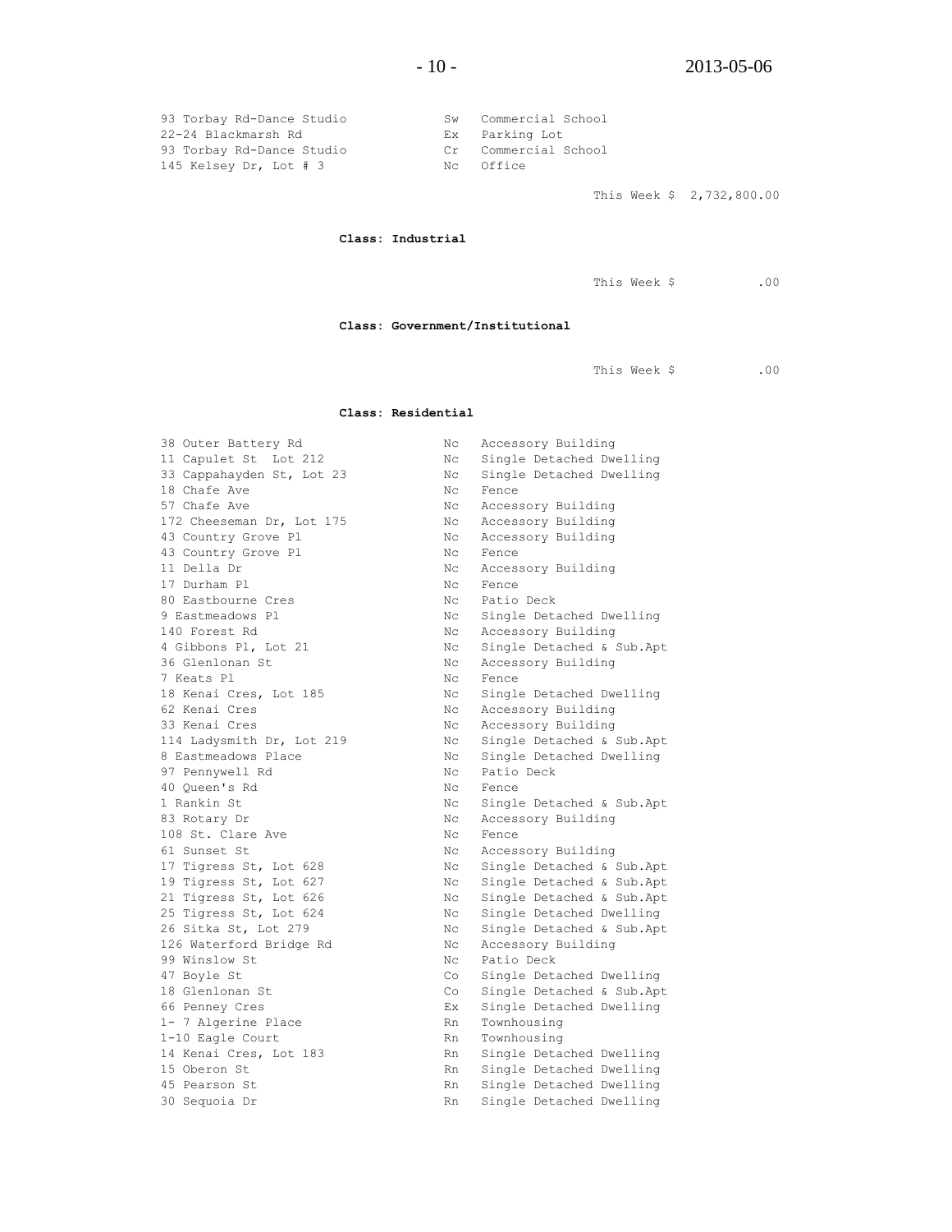| | | |
|---|---|---|
| 93 Torbay Rd-Dance Studio | Sw | Commercial School |
| 22-24 Blackmarsh Rd | Ex | Parking Lot |
| 93 Torbay Rd-Dance Studio | Cr | Commercial School |
| 145 Kelsey Dr, Lot # 3 | Nc | Office |

This Week $ 2,732,800.00

**Class: Industrial**

This Week $ .00

**Class: Government/Institutional**

This Week $ .00

**Class: Residential**

| | | |
|---|---|---|
| 38 Outer Battery Rd | Nc | Accessory Building |
| 11 Capulet St Lot 212 | Nc | Single Detached Dwelling |
| 33 Cappahayden St, Lot 23 | Nc | Single Detached Dwelling |
| 18 Chafe Ave | Nc | Fence |
| 57 Chafe Ave | Nc | Accessory Building |
| 172 Cheeseman Dr, Lot 175 | Nc | Accessory Building |
| 43 Country Grove Pl | Nc | Accessory Building |
| 43 Country Grove Pl | Nc | Fence |
| 11 Della Dr | Nc | Accessory Building |
| 17 Durham Pl | Nc | Fence |
| 80 Eastbourne Cres | Nc | Patio Deck |
| 9 Eastmeadows Pl | Nc | Single Detached Dwelling |
| 140 Forest Rd | Nc | Accessory Building |
| 4 Gibbons Pl, Lot 21 | Nc | Single Detached & Sub.Apt |
| 36 Glenlonan St | Nc | Accessory Building |
| 7 Keats Pl | Nc | Fence |
| 18 Kenai Cres, Lot 185 | Nc | Single Detached Dwelling |
| 62 Kenai Cres | Nc | Accessory Building |
| 33 Kenai Cres | Nc | Accessory Building |
| 114 Ladysmith Dr, Lot 219 | Nc | Single Detached & Sub.Apt |
| 8 Eastmeadows Place | Nc | Single Detached Dwelling |
| 97 Pennywell Rd | Nc | Patio Deck |
| 40 Queen's Rd | Nc | Fence |
| 1 Rankin St | Nc | Single Detached & Sub.Apt |
| 83 Rotary Dr | Nc | Accessory Building |
| 108 St. Clare Ave | Nc | Fence |
| 61 Sunset St | Nc | Accessory Building |
| 17 Tigress St, Lot 628 | Nc | Single Detached & Sub.Apt |
| 19 Tigress St, Lot 627 | Nc | Single Detached & Sub.Apt |
| 21 Tigress St, Lot 626 | Nc | Single Detached & Sub.Apt |
| 25 Tigress St, Lot 624 | Nc | Single Detached Dwelling |
| 26 Sitka St, Lot 279 | Nc | Single Detached & Sub.Apt |
| 126 Waterford Bridge Rd | Nc | Accessory Building |
| 99 Winslow St | Nc | Patio Deck |
| 47 Boyle St | Co | Single Detached Dwelling |
| 18 Glenlonan St | Co | Single Detached & Sub.Apt |
| 66 Penney Cres | Ex | Single Detached Dwelling |
| 1- 7 Algerine Place | Rn | Townhousing |
| 1-10 Eagle Court | Rn | Townhousing |
| 14 Kenai Cres, Lot 183 | Rn | Single Detached Dwelling |
| 15 Oberon St | Rn | Single Detached Dwelling |
| 45 Pearson St | Rn | Single Detached Dwelling |
| 30 Sequoia Dr | Rn | Single Detached Dwelling |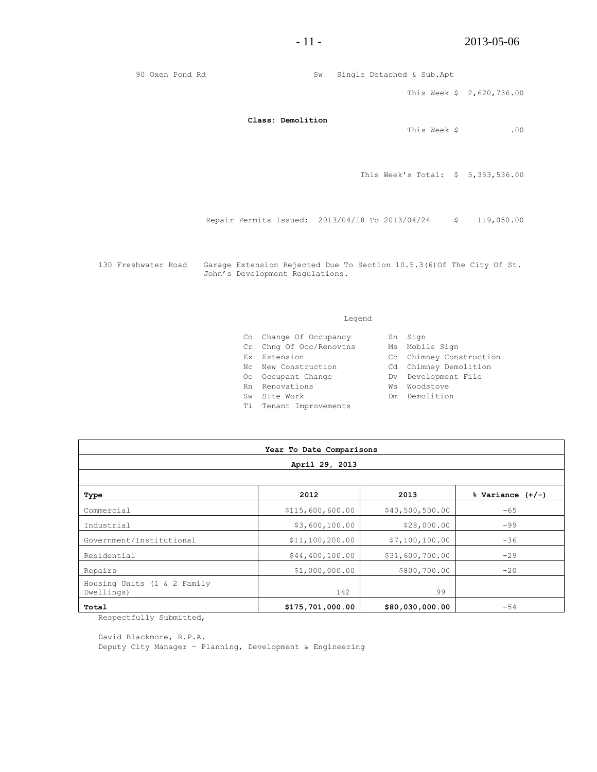90 Oxen Pond Rd  Sw  Single Detached & Sub.Apt

This Week $ 2,620,736.00

**Class: Demolition**

This Week $ .00

This Week's Total: $ 5,353,536.00

Repair Permits Issued: 2013/04/18 To 2013/04/24 $ 119,050.00

130 Freshwater Road  Garage Extension Rejected Due To Section 10.5.3(6)Of The City Of St. John's Development Regulations.

Legend

| | | | |
|---|---|---|---|
| Co | Change Of Occupancy | Sn | Sign |
| Cr | Chng Of Occ/Renovtns | Ms | Mobile Sign |
| Ex | Extension | Cc | Chimney Construction |
| Nc | New Construction | Cd | Chimney Demolition |
| Oc | Occupant Change | Dv | Development File |
| Rn | Renovations | Ws | Woodstove |
| Sw | Site Work | Dm | Demolition |
| Ti | Tenant Improvements | | |

**Year To Date Comparisons**

**April 29, 2013**

| **Type** | **2012** | **2013** | **% Variance (+/-)** |
|---|---|---|---|
| Commercial | $115,600,600.00 | $40,500,500.00 | -65 |
| Industrial | $3,600,100.00 | $28,000.00 | -99 |
| Government/Institutional | $11,100,200.00 | $7,100,100.00 | -36 |
| Residential | $44,400,100.00 | $31,600,700.00 | -29 |
| Repairs | $1,000,000.00 | $800,700.00 | -20 |
| Housing Units (1 & 2 Family Dwellings) | 142 | 99 | |
| **Total** | **$175,701,000.00** | **$80,030,000.00** | -54 |

Respectfully Submitted,

David Blackmore, R.P.A.
Deputy City Manager – Planning, Development & Engineering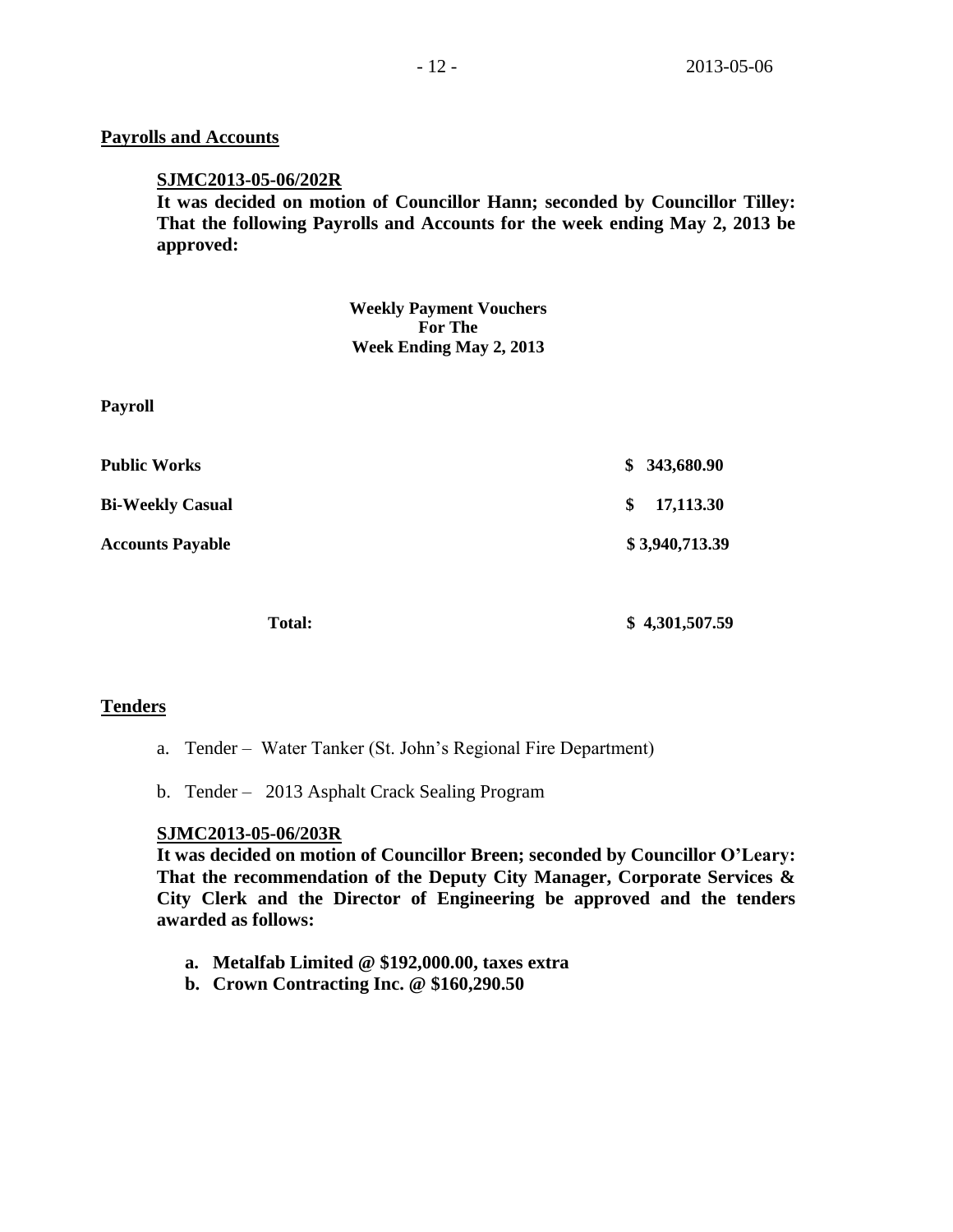## Payrolls and Accounts

**SJMC2013-05-06/202R**

**It was decided on motion of Councillor Hann; seconded by Councillor Tilley: That the following Payrolls and Accounts for the week ending May 2, 2013 be approved:**

**Weekly Payment Vouchers**
**For The**
**Week Ending May 2, 2013**

**Payroll**

| | |
|---|---|
| **Public Works** | **$ 343,680.90** |
| **Bi-Weekly Casual** | **$ 17,113.30** |
| **Accounts Payable** | **$ 3,940,713.39** |
| **Total:** | **$ 4,301,507.59** |

## Tenders

a. Tender – Water Tanker (St. John's Regional Fire Department)

b. Tender – 2013 Asphalt Crack Sealing Program

**SJMC2013-05-06/203R**

**It was decided on motion of Councillor Breen; seconded by Councillor O'Leary: That the recommendation of the Deputy City Manager, Corporate Services & City Clerk and the Director of Engineering be approved and the tenders awarded as follows:**

**a. Metalfab Limited @ $192,000.00, taxes extra**
**b. Crown Contracting Inc. @ $160,290.50**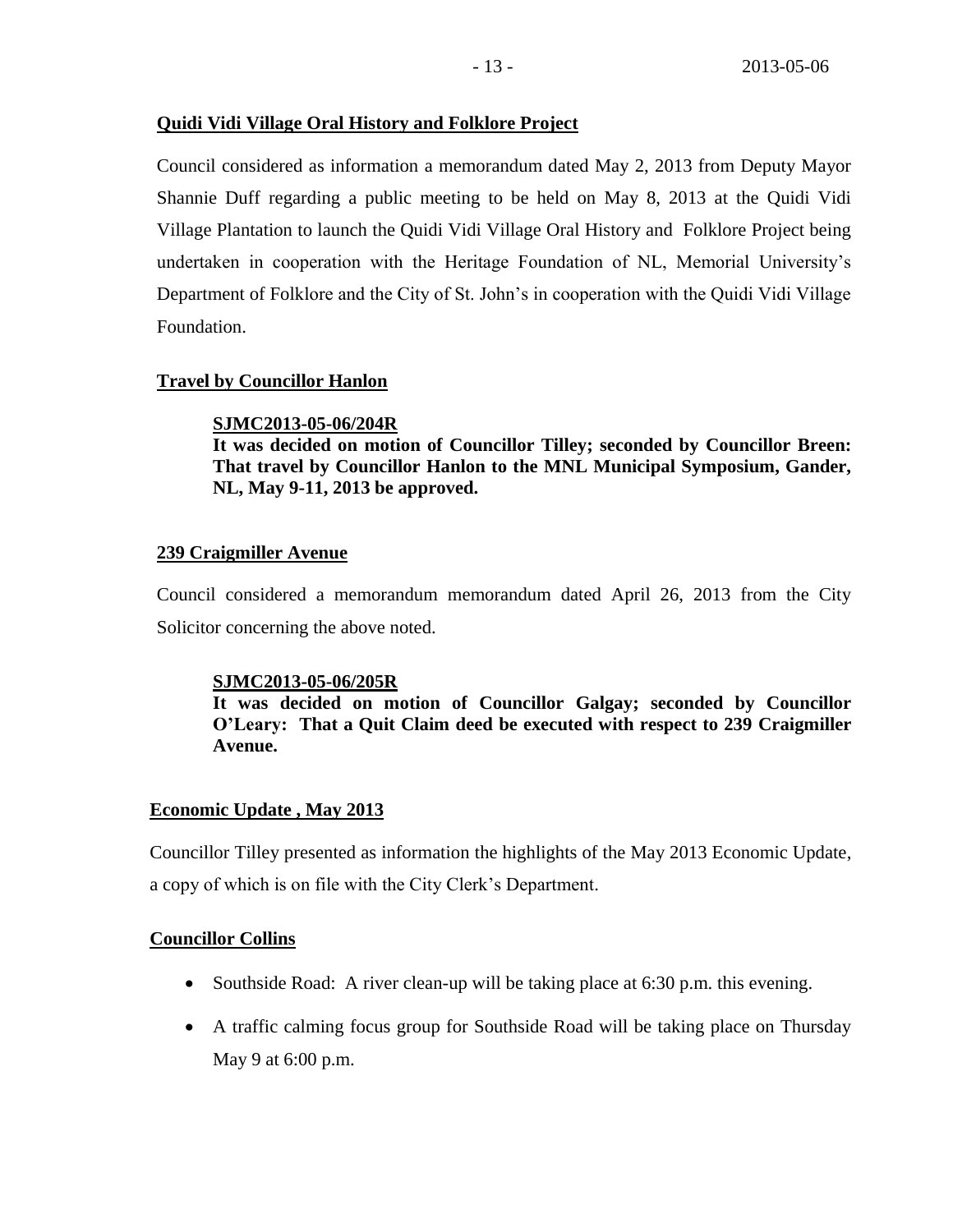**Quidi Vidi Village Oral History and Folklore Project**

Council considered as information a memorandum dated May 2, 2013 from Deputy Mayor Shannie Duff regarding a public meeting to be held on May 8, 2013 at the Quidi Vidi Village Plantation to launch the Quidi Vidi Village Oral History and Folklore Project being undertaken in cooperation with the Heritage Foundation of NL, Memorial University's Department of Folklore and the City of St. John's in cooperation with the Quidi Vidi Village Foundation.

**Travel by Councillor Hanlon**

> **SJMC2013-05-06/204R**
> **It was decided on motion of Councillor Tilley; seconded by Councillor Breen: That travel by Councillor Hanlon to the MNL Municipal Symposium, Gander, NL, May 9-11, 2013 be approved.**

**239 Craigmiller Avenue**

Council considered a memorandum memorandum dated April 26, 2013 from the City Solicitor concerning the above noted.

> **SJMC2013-05-06/205R**
> **It was decided on motion of Councillor Galgay; seconded by Councillor O'Leary: That a Quit Claim deed be executed with respect to 239 Craigmiller Avenue.**

**Economic Update , May 2013**

Councillor Tilley presented as information the highlights of the May 2013 Economic Update, a copy of which is on file with the City Clerk's Department.

**Councillor Collins**

- Southside Road: A river clean-up will be taking place at 6:30 p.m. this evening.
- A traffic calming focus group for Southside Road will be taking place on Thursday May 9 at 6:00 p.m.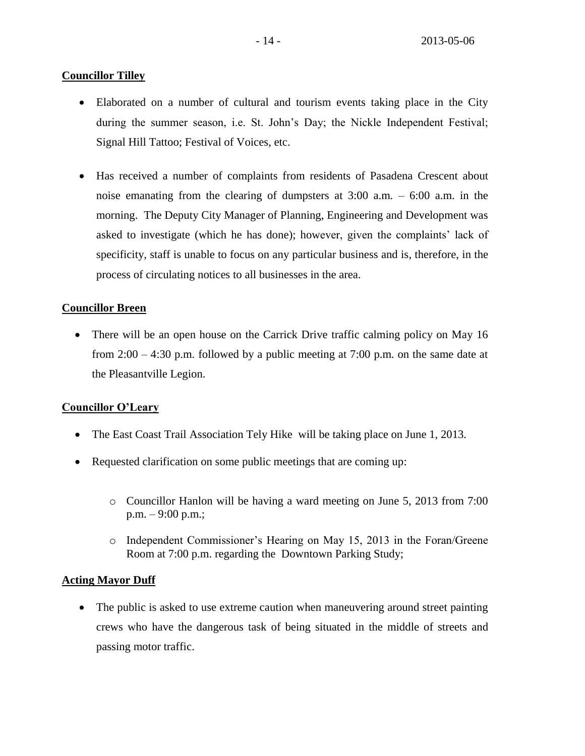**Councillor Tilley**

- Elaborated on a number of cultural and tourism events taking place in the City during the summer season, i.e. St. John's Day; the Nickle Independent Festival; Signal Hill Tattoo; Festival of Voices, etc.

- Has received a number of complaints from residents of Pasadena Crescent about noise emanating from the clearing of dumpsters at 3:00 a.m. – 6:00 a.m. in the morning. The Deputy City Manager of Planning, Engineering and Development was asked to investigate (which he has done); however, given the complaints' lack of specificity, staff is unable to focus on any particular business and is, therefore, in the process of circulating notices to all businesses in the area.

**Councillor Breen**

- There will be an open house on the Carrick Drive traffic calming policy on May 16 from 2:00 – 4:30 p.m. followed by a public meeting at 7:00 p.m. on the same date at the Pleasantville Legion.

**Councillor O'Leary**

- The East Coast Trail Association Tely Hike will be taking place on June 1, 2013.
- Requested clarification on some public meetings that are coming up:
  - Councillor Hanlon will be having a ward meeting on June 5, 2013 from 7:00 p.m. – 9:00 p.m.;
  - Independent Commissioner's Hearing on May 15, 2013 in the Foran/Greene Room at 7:00 p.m. regarding the Downtown Parking Study;

**Acting Mayor Duff**

- The public is asked to use extreme caution when maneuvering around street painting crews who have the dangerous task of being situated in the middle of streets and passing motor traffic.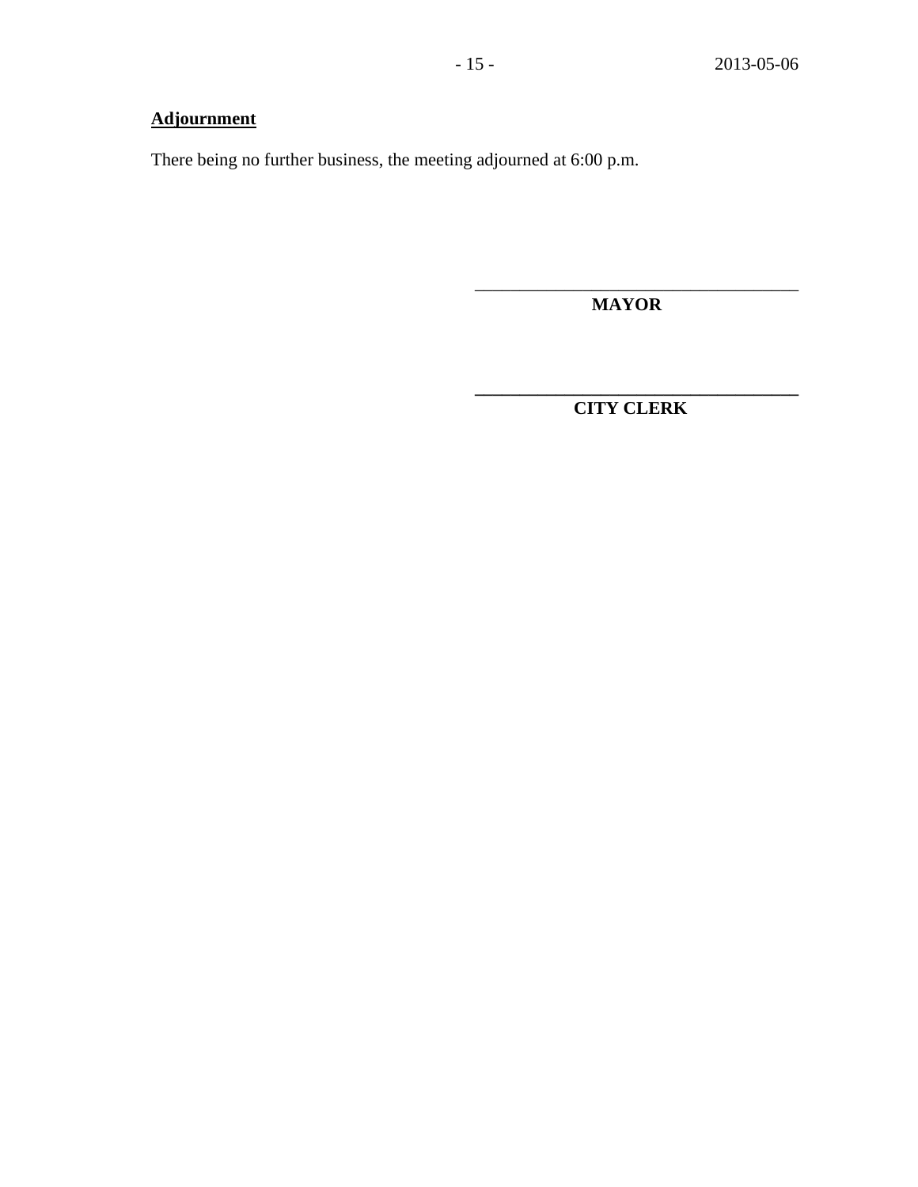**Adjournment**

There being no further business, the meeting adjourned at 6:00 p.m.

\_\_\_\_\_\_\_\_\_\_\_\_\_\_\_\_\_\_\_\_\_\_\_\_\_\_\_\_\_\_\_\_\_\_\_

**MAYOR**

\_\_\_\_\_\_\_\_\_\_\_\_\_\_\_\_\_\_\_\_\_\_\_\_\_\_\_\_\_\_\_\_\_\_\_

**CITY CLERK**